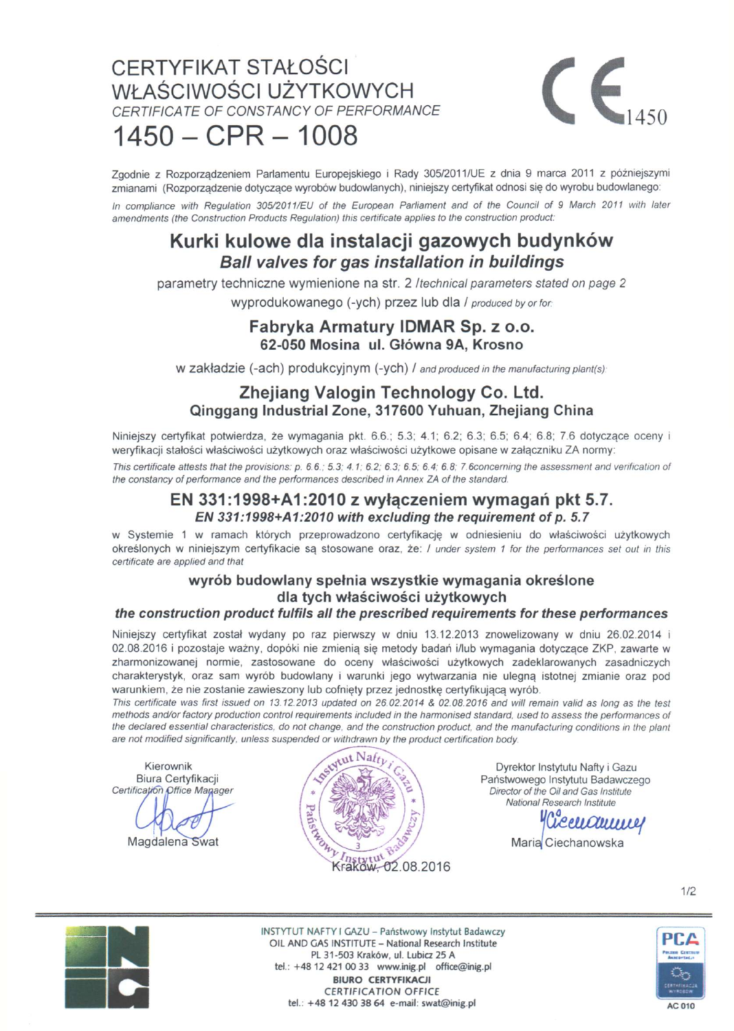# CERTYFIKAT STAŁOŚCI WŁAŚCIWOŚCI UŻYTKOWYCH

*CERTIFICATE OF CONSTANCY OF PERFORMANCE*

# 1450 – CPR – 1008

CE 1450

Zgodnie z Rozporządzeniem Parlamentu Europejskiego i Rady 305/2011/UE z dnia 9 marca 2011 z późniejszymi zmianami (Rozporządzenie dotyczące wyrobów budowlanych), niniejszy certyfikat odnosi się do wyrobu budowlanego:

*In compliance with Regulation 305/2011/EU of the European Parliament and of the Council of 9 March 2011 with later amendments (the Construction Products Regulation) this certificate applies to the construction product:*

## Kurki kulowe dla instalacji gazowych budynków

## *Ball valves for gas installation in buildings*

parametry techniczne wymienione na str. 2 /*technical parameters stated on page 2*

wyprodukowanego (-ych) przez lub dla / *produced by or for:*

**Fabryka Armatury IDMAR Sp. z o.o.**
**62-050 Mosina ul. Główna 9A, Krosno**

w zakładzie (-ach) produkcyjnym (-ych) / *and produced in the manufacturing plant(s):*

**Zhejiang Valogin Technology Co. Ltd.**
**Qinggang Industrial Zone, 317600 Yuhuan, Zhejiang China**

Niniejszy certyfikat potwierdza, że wymagania pkt. 6.6.; 5.3; 4.1; 6.2; 6.3; 6.5; 6.4; 6.8; 7.6 dotyczące oceny i weryfikacji stałości właściwości użytkowych oraz właściwości użytkowe opisane w załączniku ZA normy:

*This certificate attests that the provisions: p. 6.6.; 5.3; 4.1; 6.2; 6.3; 6.5; 6.4; 6.8; 7.6concerning the assessment and verification of the constancy of performance and the performances described in Annex ZA of the standard.*

## EN 331:1998+A1:2010 z wyłączeniem wymagań pkt 5.7.

### *EN 331:1998+A1:2010 with excluding the requirement of p. 5.7*

w Systemie 1 w ramach których przeprowadzono certyfikację w odniesieniu do właściwości użytkowych określonych w niniejszym certyfikacie są stosowane oraz, że: / *under system 1 for the performances set out in this certificate are applied and that*

**wyrób budowlany spełnia wszystkie wymagania określone dla tych właściwości użytkowych**

***the construction product fulfils all the prescribed requirements for these performances***

Niniejszy certyfikat został wydany po raz pierwszy w dniu 13.12.2013 znowelizowany w dniu 26.02.2014 i 02.08.2016 i pozostaje ważny, dopóki nie zmienią się metody badań i/lub wymagania dotyczące ZKP, zawarte w zharmonizowanej normie, zastosowane do oceny właściwości użytkowych zadeklarowanych zasadniczych charakterystyk, oraz sam wyrób budowlany i warunki jego wytwarzania nie ulegną istotnej zmianie oraz pod warunkiem, że nie zostanie zawieszony lub cofnięty przez jednostkę certyfikującą wyrób.

*This certificate was first issued on 13.12.2013 updated on 26.02.2014 & 02.08.2016 and will remain valid as long as the test methods and/or factory production control requirements included in the harmonised standard, used to assess the performances of the declared essential characteristics, do not change, and the construction product, and the manufacturing conditions in the plant are not modified significantly, unless suspended or withdrawn by the product certification body.*

Kierownik Biura Certyfikacji
*Certification Office Manager*
Magdalena Swat

Instytut Nafty i Gazu Państwowy Instytut Badawczy 3

Kraków, 02.08.2016

Dyrektor Instytutu Nafty i Gazu Państwowego Instytutu Badawczego
*Director of the Oil and Gas Institute National Research Institute*
Maria Ciechanowska

INSTYTUT NAFTY I GAZU – Państwowy Instytut Badawczy
OIL AND GAS INSTITUTE – National Research Institute
PL 31-503 Kraków, ul. Lubicz 25 A
tel.: +48 12 421 00 33 www.inig.pl office@inig.pl
**BIURO CERTYFIKACJI**
CERTIFICATION OFFICE
tel.: +48 12 430 38 64 e-mail: swat@inig.pl

PCA AC 010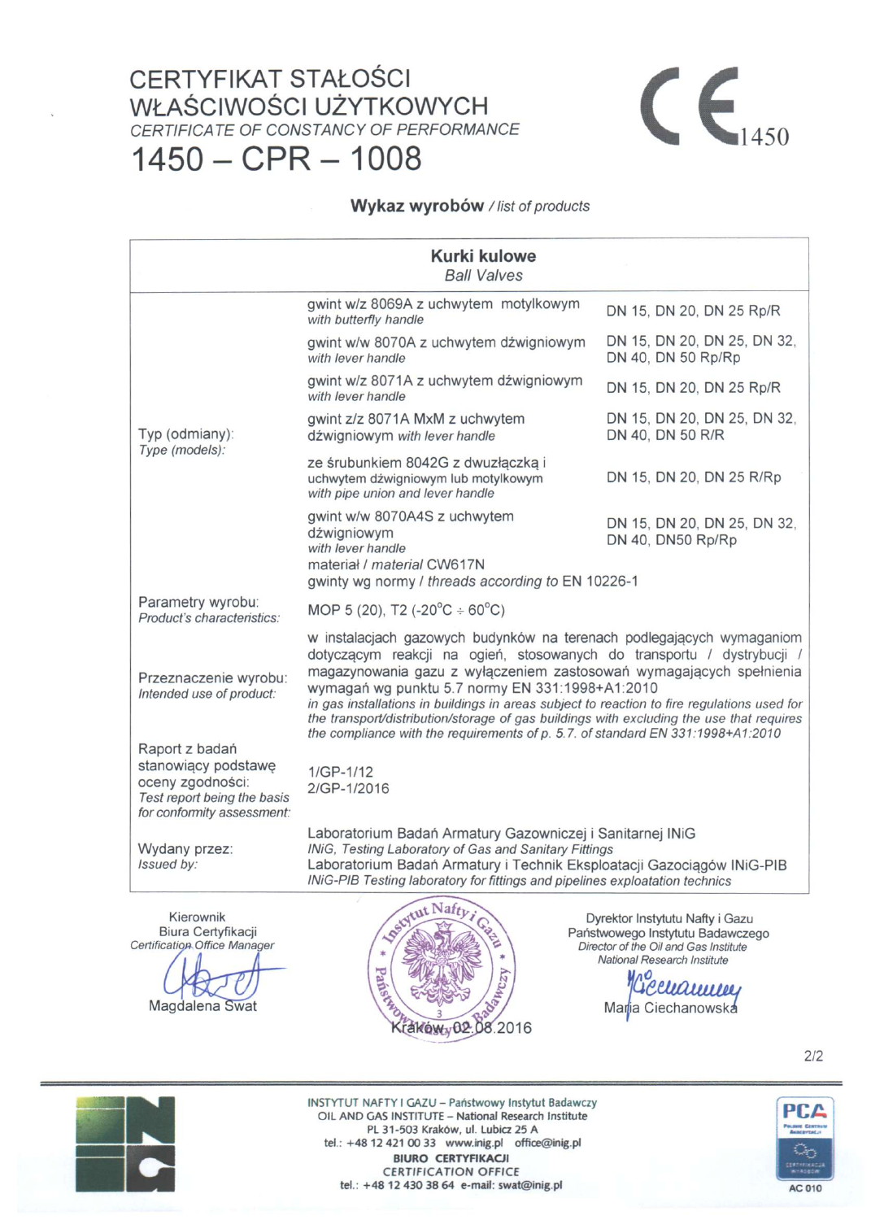# CERTYFIKAT STAŁOŚCI WŁAŚCIWOŚCI UŻYTKOWYCH

*CERTIFICATE OF CONSTANCY OF PERFORMANCE*

# 1450 – CPR – 1008

CE 1450

**Wykaz wyrobów** / *list of products*

| | | |
|---|---|---|
| | **Kurki kulowe** *Ball Valves* | |
| Typ (odmiany): *Type (models):* | gwint w/z 8069A z uchwytem motylkowym *with butterfly handle* | DN 15, DN 20, DN 25 Rp/R |
| | gwint w/w 8070A z uchwytem dźwigniowym *with lever handle* | DN 15, DN 20, DN 25, DN 32, DN 40, DN 50 Rp/Rp |
| | gwint w/z 8071A z uchwytem dźwigniowym *with lever handle* | DN 15, DN 20, DN 25 Rp/R |
| | gwint z/z 8071A MxM z uchwytem dźwigniowym *with lever handle* | DN 15, DN 20, DN 25, DN 32, DN 40, DN 50 R/R |
| | ze śrubunkiem 8042G z dwuzłączką i uchwytem dźwigniowym lub motylkowym *with pipe union and lever handle* | DN 15, DN 20, DN 25 R/Rp |
| | gwint w/w 8070A4S z uchwytem dźwigniowym *with lever handle* | DN 15, DN 20, DN 25, DN 32, DN 40, DN50 Rp/Rp |
| | materiał / *material* CW617N gwinty wg normy / *threads according to* EN 10226-1 | |
| Parametry wyrobu: *Product's characteristics:* | MOP 5 (20), T2 (-20°C ÷ 60°C) | |
| Przeznaczenie wyrobu: *Intended use of product:* | w instalacjach gazowych budynków na terenach podlegających wymaganiom dotyczącym reakcji na ogień, stosowanych do transportu / dystrybucji / magazynowania gazu z wyłączeniem zastosowań wymagających spełnienia wymagań wg punktu 5.7 normy EN 331:1998+A1:2010 *in gas installations in buildings in areas subject to reaction to fire regulations used for the transport/distribution/storage of gas buildings with excluding the use that requires the compliance with the requirements of p. 5.7. of standard EN 331:1998+A1:2010* | |
| Raport z badań stanowiący podstawę oceny zgodności: *Test report being the basis for conformity assessment:* | 1/GP-1/12 2/GP-1/2016 | |
| Wydany przez: *Issued by:* | Laboratorium Badań Armatury Gazowniczej i Sanitarnej INiG *INiG, Testing Laboratory of Gas and Sanitary Fittings* Laboratorium Badań Armatury i Technik Eksploatacji Gazociągów INiG-PIB *INiG-PIB Testing laboratory for fittings and pipelines exploatation technics* | |

Kierownik Biura Certyfikacji
*Certification Office Manager*
Magdalena Swat

Kraków, 02.08.2016

Dyrektor Instytutu Nafty i Gazu Państwowego Instytutu Badawczego
*Director of the Oil and Gas Institute National Research Institute*
Maria Ciechanowska

INSTYTUT NAFTY I GAZU – Państwowy Instytut Badawczy
OIL AND GAS INSTITUTE – National Research Institute
PL 31-503 Kraków, ul. Lubicz 25 A
tel.: +48 12 421 00 33 www.inig.pl office@inig.pl
**BIURO CERTYFIKACJI**
CERTIFICATION OFFICE
tel.: +48 12 430 38 64 e-mail: swat@inig.pl

PCA AC 010